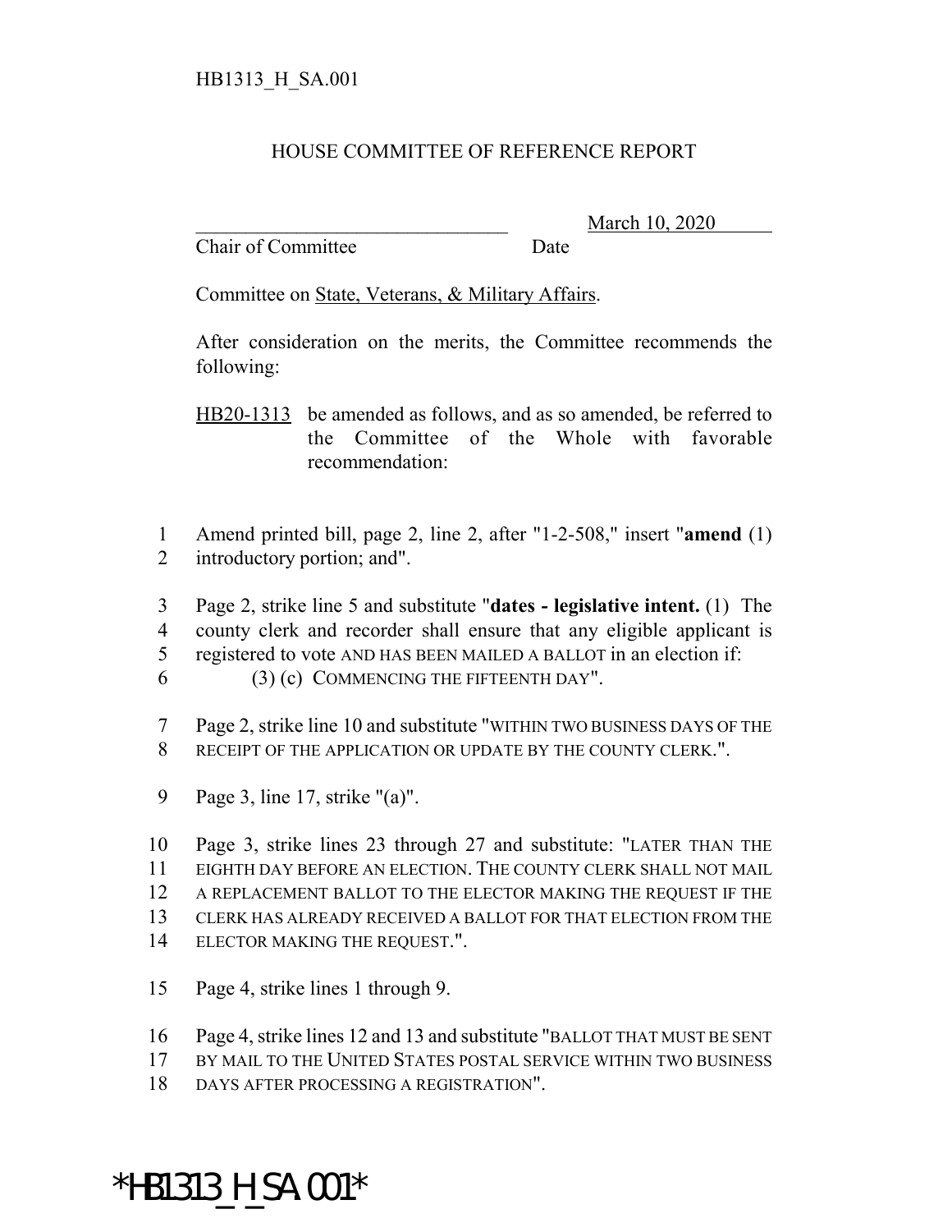HB1313_H_SA.001

# HOUSE COMMITTEE OF REFERENCE REPORT

_________________________________ March 10, 2020
Chair of Committee Date

Committee on State, Veterans, & Military Affairs.

After consideration on the merits, the Committee recommends the following:

HB20-1313 be amended as follows, and as so amended, be referred to the Committee of the Whole with favorable recommendation:

1 Amend printed bill, page 2, line 2, after "1-2-508," insert "**amend** (1)
2 introductory portion; and".

3 Page 2, strike line 5 and substitute "**dates - legislative intent.** (1) The
4 county clerk and recorder shall ensure that any eligible applicant is
5 registered to vote AND HAS BEEN MAILED A BALLOT in an election if:
6 (3) (c) COMMENCING THE FIFTEENTH DAY".

7 Page 2, strike line 10 and substitute "WITHIN TWO BUSINESS DAYS OF THE
8 RECEIPT OF THE APPLICATION OR UPDATE BY THE COUNTY CLERK.".

9 Page 3, line 17, strike "(a)".

10 Page 3, strike lines 23 through 27 and substitute: "LATER THAN THE
11 EIGHTH DAY BEFORE AN ELECTION. THE COUNTY CLERK SHALL NOT MAIL
12 A REPLACEMENT BALLOT TO THE ELECTOR MAKING THE REQUEST IF THE
13 CLERK HAS ALREADY RECEIVED A BALLOT FOR THAT ELECTION FROM THE
14 ELECTOR MAKING THE REQUEST.".

15 Page 4, strike lines 1 through 9.

16 Page 4, strike lines 12 and 13 and substitute "BALLOT THAT MUST BE SENT
17 BY MAIL TO THE UNITED STATES POSTAL SERVICE WITHIN TWO BUSINESS
18 DAYS AFTER PROCESSING A REGISTRATION".

*HB1313_H_SA.001*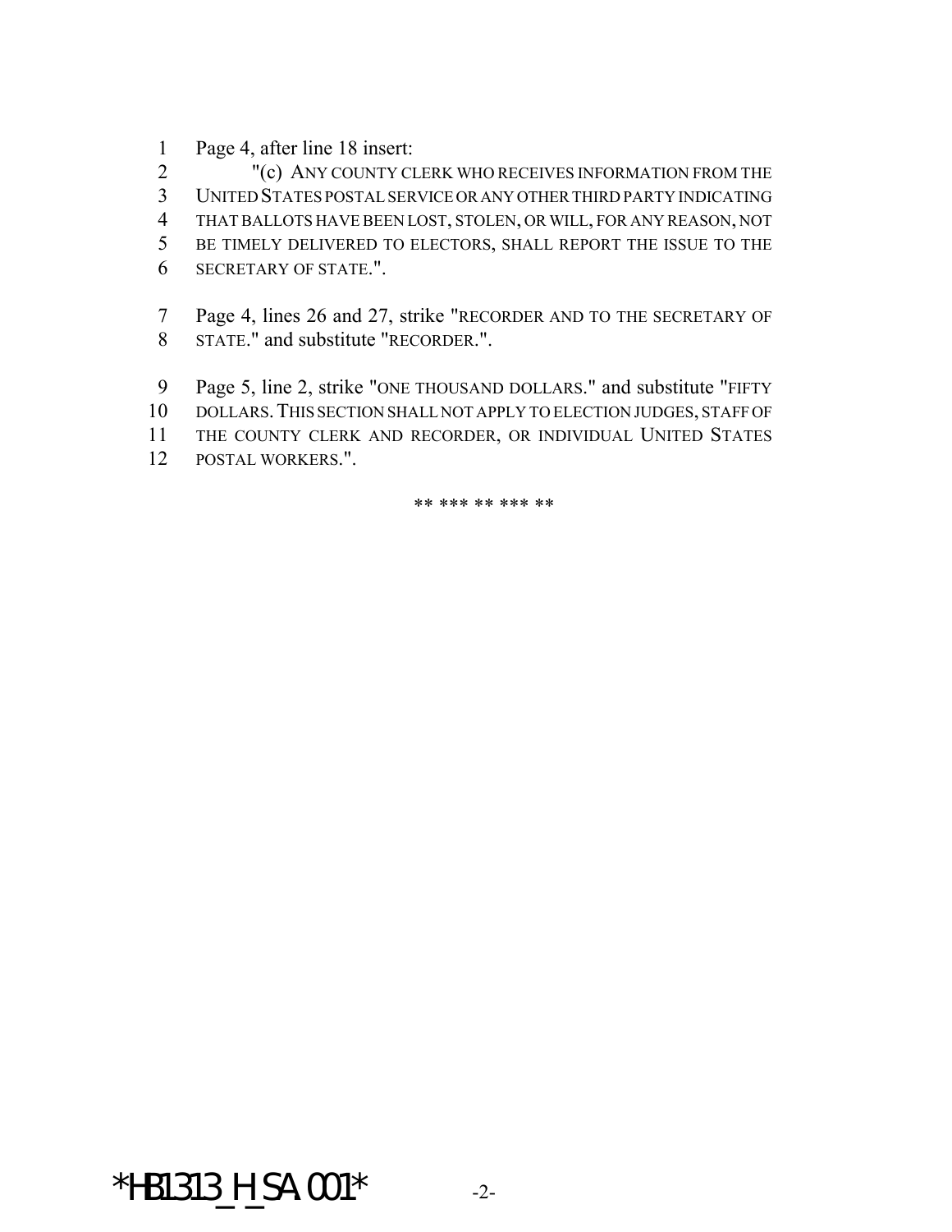Page 4, after line 18 insert:

"(c) ANY COUNTY CLERK WHO RECEIVES INFORMATION FROM THE UNITED STATES POSTAL SERVICE OR ANY OTHER THIRD PARTY INDICATING THAT BALLOTS HAVE BEEN LOST, STOLEN, OR WILL, FOR ANY REASON, NOT BE TIMELY DELIVERED TO ELECTORS, SHALL REPORT THE ISSUE TO THE SECRETARY OF STATE.".

Page 4, lines 26 and 27, strike "RECORDER AND TO THE SECRETARY OF STATE." and substitute "RECORDER.".

Page 5, line 2, strike "ONE THOUSAND DOLLARS." and substitute "FIFTY DOLLARS. THIS SECTION SHALL NOT APPLY TO ELECTION JUDGES, STAFF OF THE COUNTY CLERK AND RECORDER, OR INDIVIDUAL UNITED STATES POSTAL WORKERS.".

** *** ** *** **

*HB1313_H_SA.001*